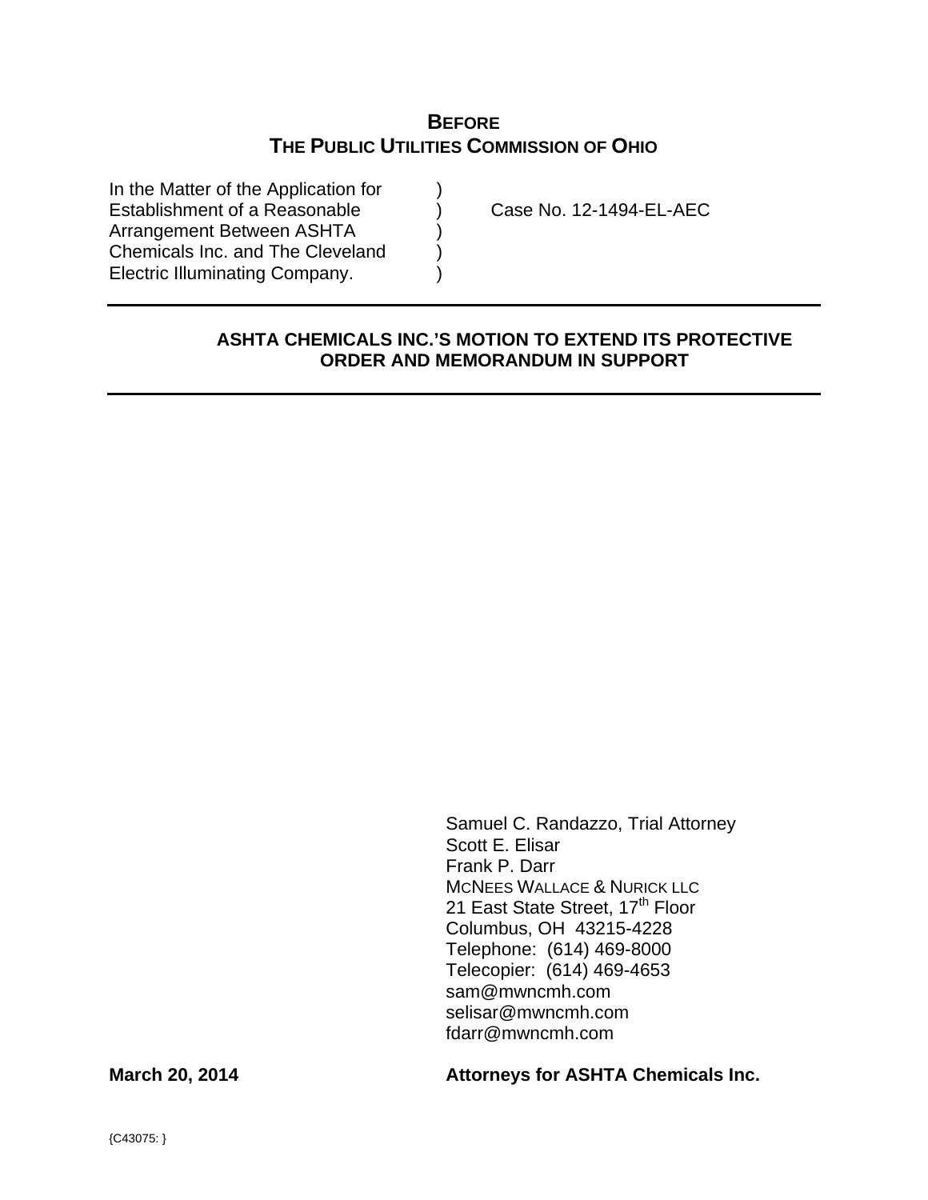# BEFORE THE PUBLIC UTILITIES COMMISSION OF OHIO

| | | |
|---|---|---|
| In the Matter of the Application for Establishment of a Reasonable Arrangement Between ASHTA Chemicals Inc. and The Cleveland Electric Illuminating Company. | ) ) ) ) ) | Case No. 12-1494-EL-AEC |

---

## ASHTA CHEMICALS INC.'S MOTION TO EXTEND ITS PROTECTIVE ORDER AND MEMORANDUM IN SUPPORT

---

Samuel C. Randazzo, Trial Attorney
Scott E. Elisar
Frank P. Darr
MCNEES WALLACE & NURICK LLC
21 East State Street, 17th Floor
Columbus, OH 43215-4228
Telephone: (614) 469-8000
Telecopier: (614) 469-4653
sam@mwncmh.com
selisar@mwncmh.com
fdarr@mwncmh.com

**March 20, 2014** **Attorneys for ASHTA Chemicals Inc.**

{C43075: }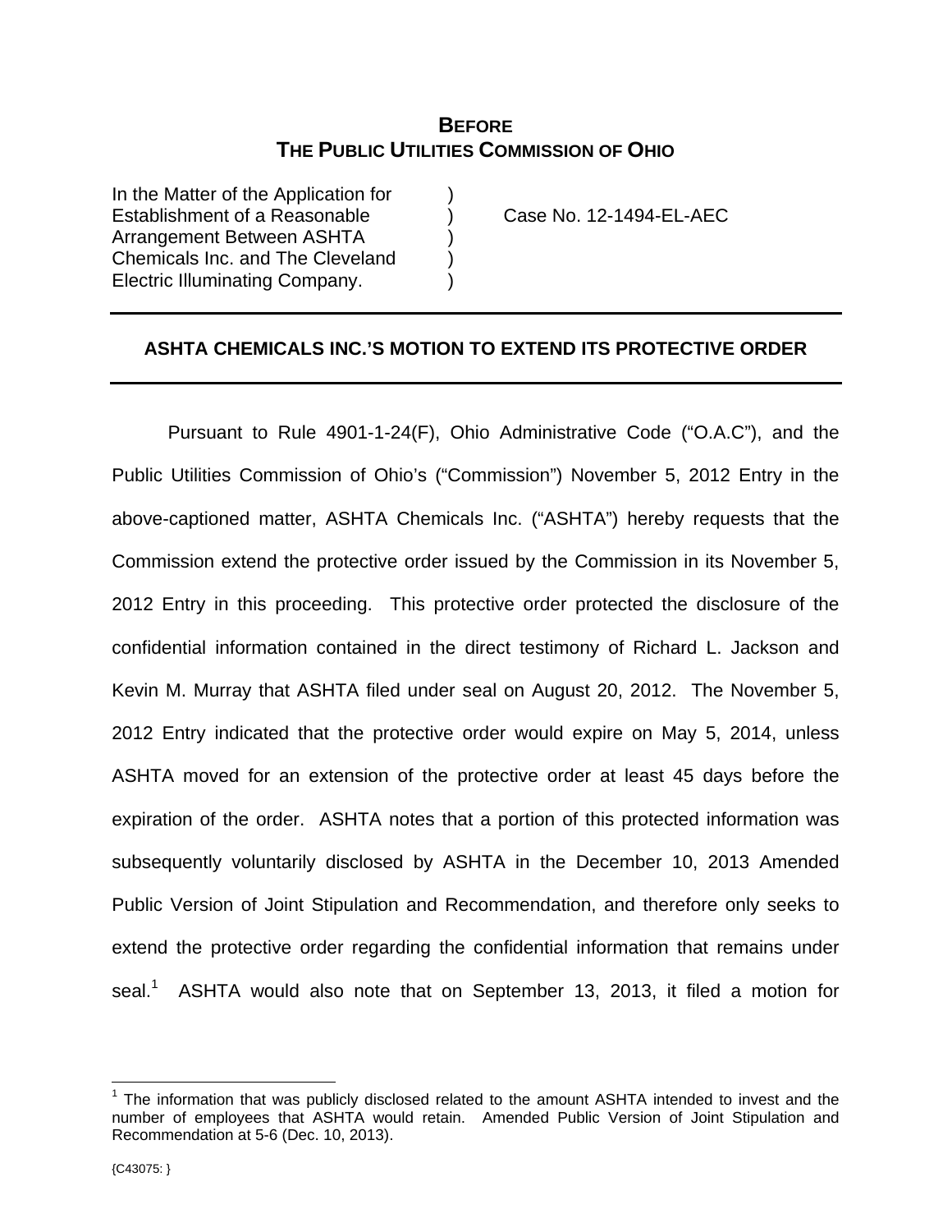**BEFORE**
**THE PUBLIC UTILITIES COMMISSION OF OHIO**

In the Matter of the Application for Establishment of a Reasonable Arrangement Between ASHTA Chemicals Inc. and The Cleveland Electric Illuminating Company. ) Case No. 12-1494-EL-AEC

---

## ASHTA CHEMICALS INC.'S MOTION TO EXTEND ITS PROTECTIVE ORDER

---

Pursuant to Rule 4901-1-24(F), Ohio Administrative Code ("O.A.C"), and the Public Utilities Commission of Ohio's ("Commission") November 5, 2012 Entry in the above-captioned matter, ASHTA Chemicals Inc. ("ASHTA") hereby requests that the Commission extend the protective order issued by the Commission in its November 5, 2012 Entry in this proceeding. This protective order protected the disclosure of the confidential information contained in the direct testimony of Richard L. Jackson and Kevin M. Murray that ASHTA filed under seal on August 20, 2012. The November 5, 2012 Entry indicated that the protective order would expire on May 5, 2014, unless ASHTA moved for an extension of the protective order at least 45 days before the expiration of the order. ASHTA notes that a portion of this protected information was subsequently voluntarily disclosed by ASHTA in the December 10, 2013 Amended Public Version of Joint Stipulation and Recommendation, and therefore only seeks to extend the protective order regarding the confidential information that remains under seal.[1] ASHTA would also note that on September 13, 2013, it filed a motion for

[1] The information that was publicly disclosed related to the amount ASHTA intended to invest and the number of employees that ASHTA would retain. Amended Public Version of Joint Stipulation and Recommendation at 5-6 (Dec. 10, 2013).

{C43075: }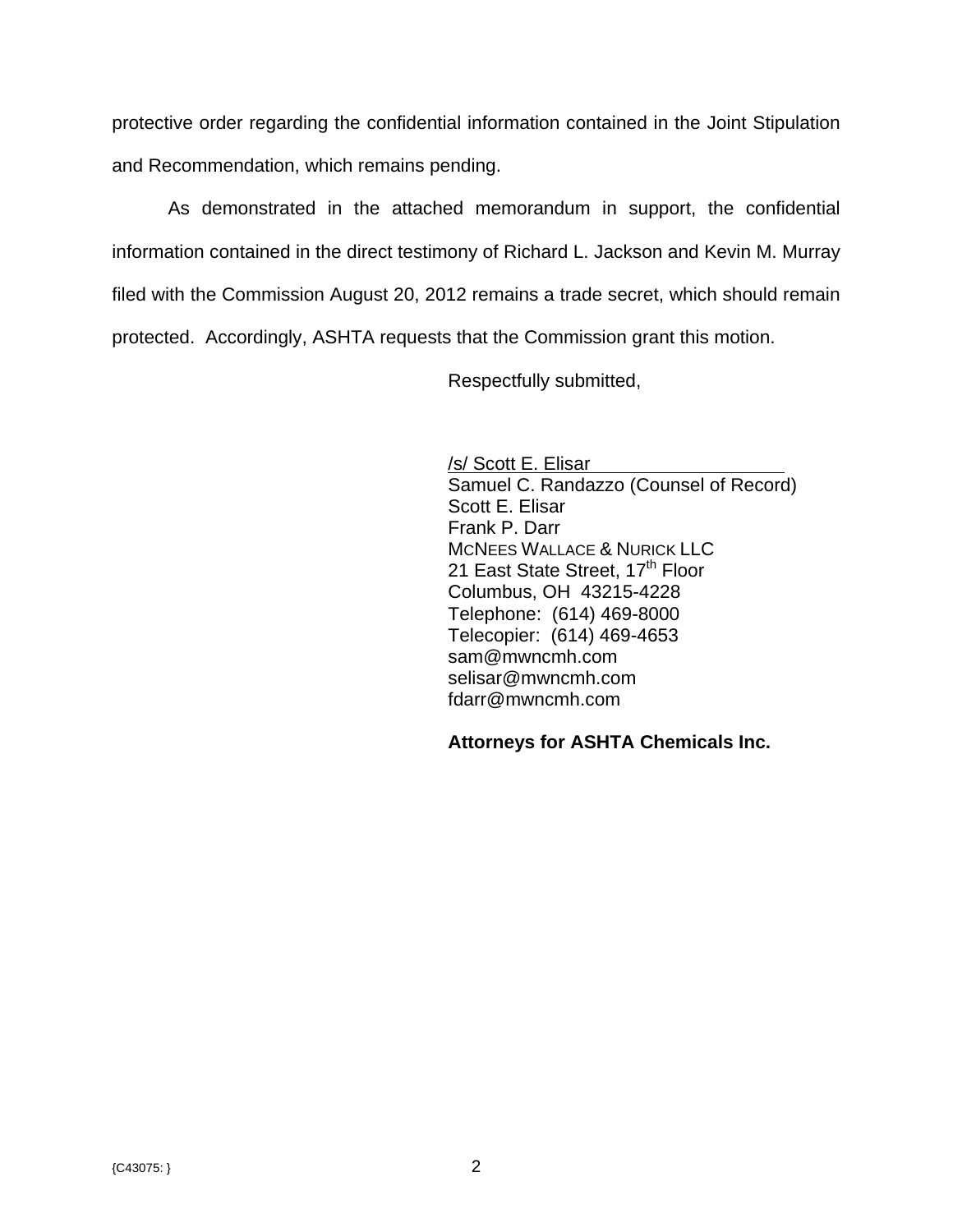protective order regarding the confidential information contained in the Joint Stipulation and Recommendation, which remains pending.

As demonstrated in the attached memorandum in support, the confidential information contained in the direct testimony of Richard L. Jackson and Kevin M. Murray filed with the Commission August 20, 2012 remains a trade secret, which should remain protected. Accordingly, ASHTA requests that the Commission grant this motion.

Respectfully submitted,

/s/ Scott E. Elisar
Samuel C. Randazzo (Counsel of Record)
Scott E. Elisar
Frank P. Darr
McNees Wallace & Nurick LLC
21 East State Street, 17th Floor
Columbus, OH 43215-4228
Telephone: (614) 469-8000
Telecopier: (614) 469-4653
sam@mwncmh.com
selisar@mwncmh.com
fdarr@mwncmh.com

**Attorneys for ASHTA Chemicals Inc.**

{C43075: }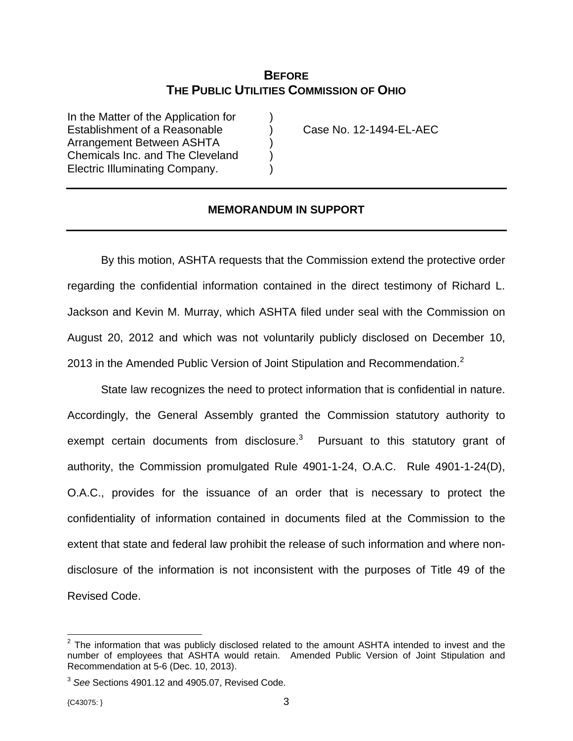**BEFORE**
**THE PUBLIC UTILITIES COMMISSION OF OHIO**

| | | |
|---|---|---|
| In the Matter of the Application for Establishment of a Reasonable Arrangement Between ASHTA Chemicals Inc. and The Cleveland Electric Illuminating Company. | ) ) ) ) ) | Case No. 12-1494-EL-AEC |

---

## MEMORANDUM IN SUPPORT

---

By this motion, ASHTA requests that the Commission extend the protective order regarding the confidential information contained in the direct testimony of Richard L. Jackson and Kevin M. Murray, which ASHTA filed under seal with the Commission on August 20, 2012 and which was not voluntarily publicly disclosed on December 10, 2013 in the Amended Public Version of Joint Stipulation and Recommendation.[2]

State law recognizes the need to protect information that is confidential in nature. Accordingly, the General Assembly granted the Commission statutory authority to exempt certain documents from disclosure.[3] Pursuant to this statutory grant of authority, the Commission promulgated Rule 4901-1-24, O.A.C. Rule 4901-1-24(D), O.A.C., provides for the issuance of an order that is necessary to protect the confidentiality of information contained in documents filed at the Commission to the extent that state and federal law prohibit the release of such information and where non-disclosure of the information is not inconsistent with the purposes of Title 49 of the Revised Code.

---

[2] The information that was publicly disclosed related to the amount ASHTA intended to invest and the number of employees that ASHTA would retain. Amended Public Version of Joint Stipulation and Recommendation at 5-6 (Dec. 10, 2013).

[3] *See* Sections 4901.12 and 4905.07, Revised Code.

{C43075: }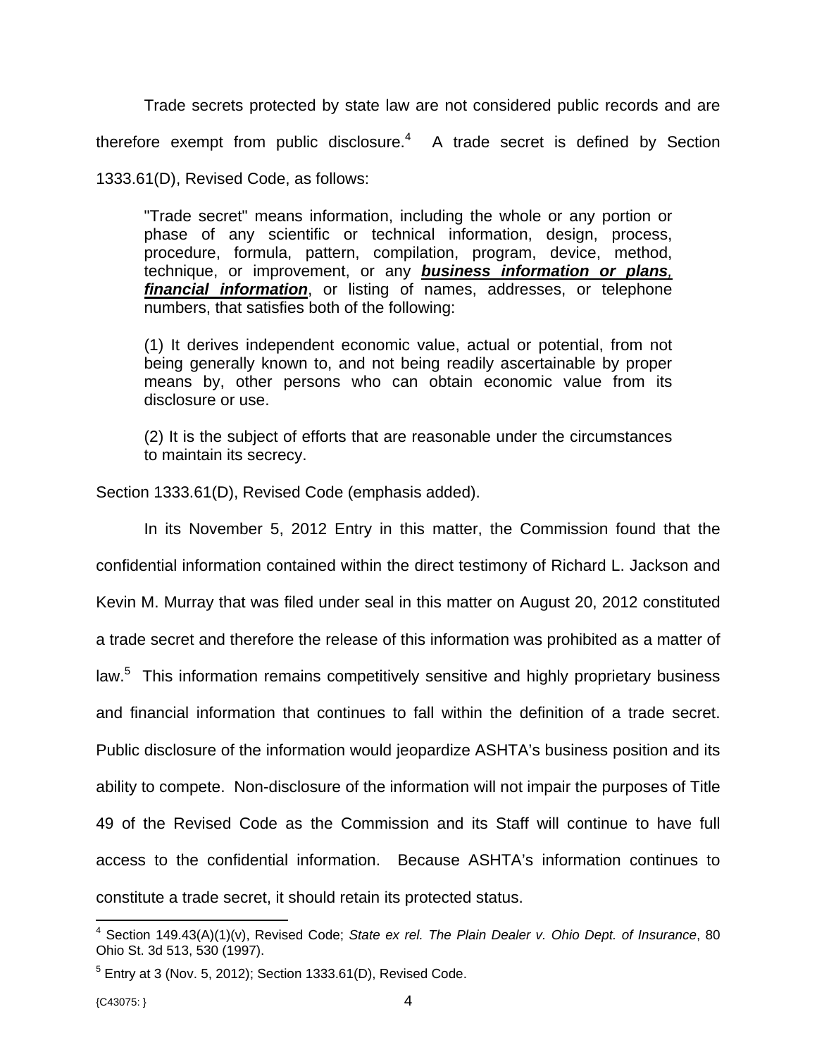Trade secrets protected by state law are not considered public records and are therefore exempt from public disclosure.[4] A trade secret is defined by Section 1333.61(D), Revised Code, as follows:

> "Trade secret" means information, including the whole or any portion or phase of any scientific or technical information, design, process, procedure, formula, pattern, compilation, program, device, method, technique, or improvement, or any ***business information or plans, financial information***, or listing of names, addresses, or telephone numbers, that satisfies both of the following:
>
> (1) It derives independent economic value, actual or potential, from not being generally known to, and not being readily ascertainable by proper means by, other persons who can obtain economic value from its disclosure or use.
>
> (2) It is the subject of efforts that are reasonable under the circumstances to maintain its secrecy.

Section 1333.61(D), Revised Code (emphasis added).

In its November 5, 2012 Entry in this matter, the Commission found that the confidential information contained within the direct testimony of Richard L. Jackson and Kevin M. Murray that was filed under seal in this matter on August 20, 2012 constituted a trade secret and therefore the release of this information was prohibited as a matter of law.[5] This information remains competitively sensitive and highly proprietary business and financial information that continues to fall within the definition of a trade secret. Public disclosure of the information would jeopardize ASHTA's business position and its ability to compete. Non-disclosure of the information will not impair the purposes of Title 49 of the Revised Code as the Commission and its Staff will continue to have full access to the confidential information. Because ASHTA's information continues to constitute a trade secret, it should retain its protected status.

---

[4] Section 149.43(A)(1)(v), Revised Code; *State ex rel. The Plain Dealer v. Ohio Dept. of Insurance*, 80 Ohio St. 3d 513, 530 (1997).

[5] Entry at 3 (Nov. 5, 2012); Section 1333.61(D), Revised Code.

{C43075: }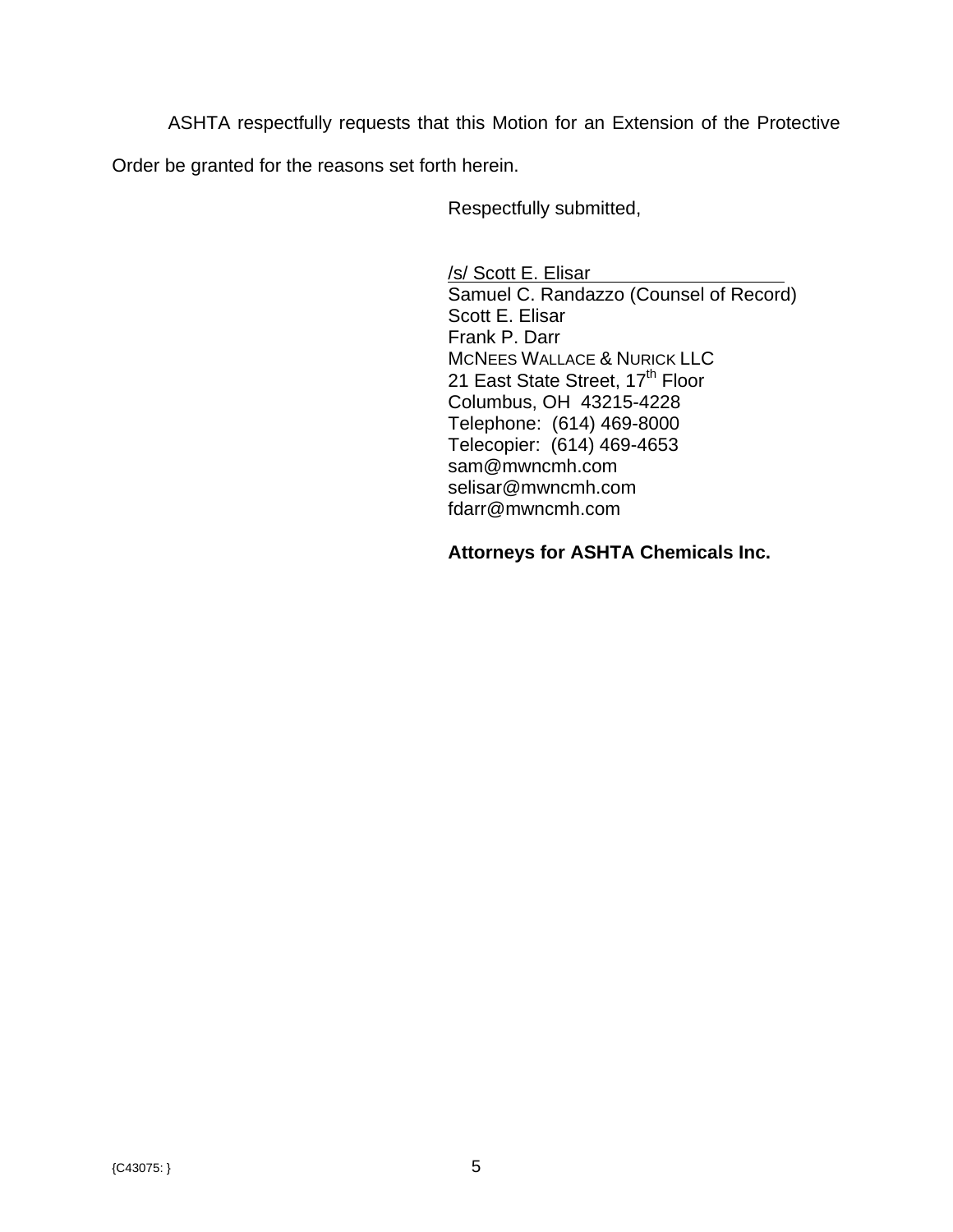ASHTA respectfully requests that this Motion for an Extension of the Protective Order be granted for the reasons set forth herein.

Respectfully submitted,

/s/ Scott E. Elisar
Samuel C. Randazzo (Counsel of Record)
Scott E. Elisar
Frank P. Darr
MCNEES WALLACE & NURICK LLC
21 East State Street, 17th Floor
Columbus, OH 43215-4228
Telephone: (614) 469-8000
Telecopier: (614) 469-4653
sam@mwncmh.com
selisar@mwncmh.com
fdarr@mwncmh.com

**Attorneys for ASHTA Chemicals Inc.**

{C43075: }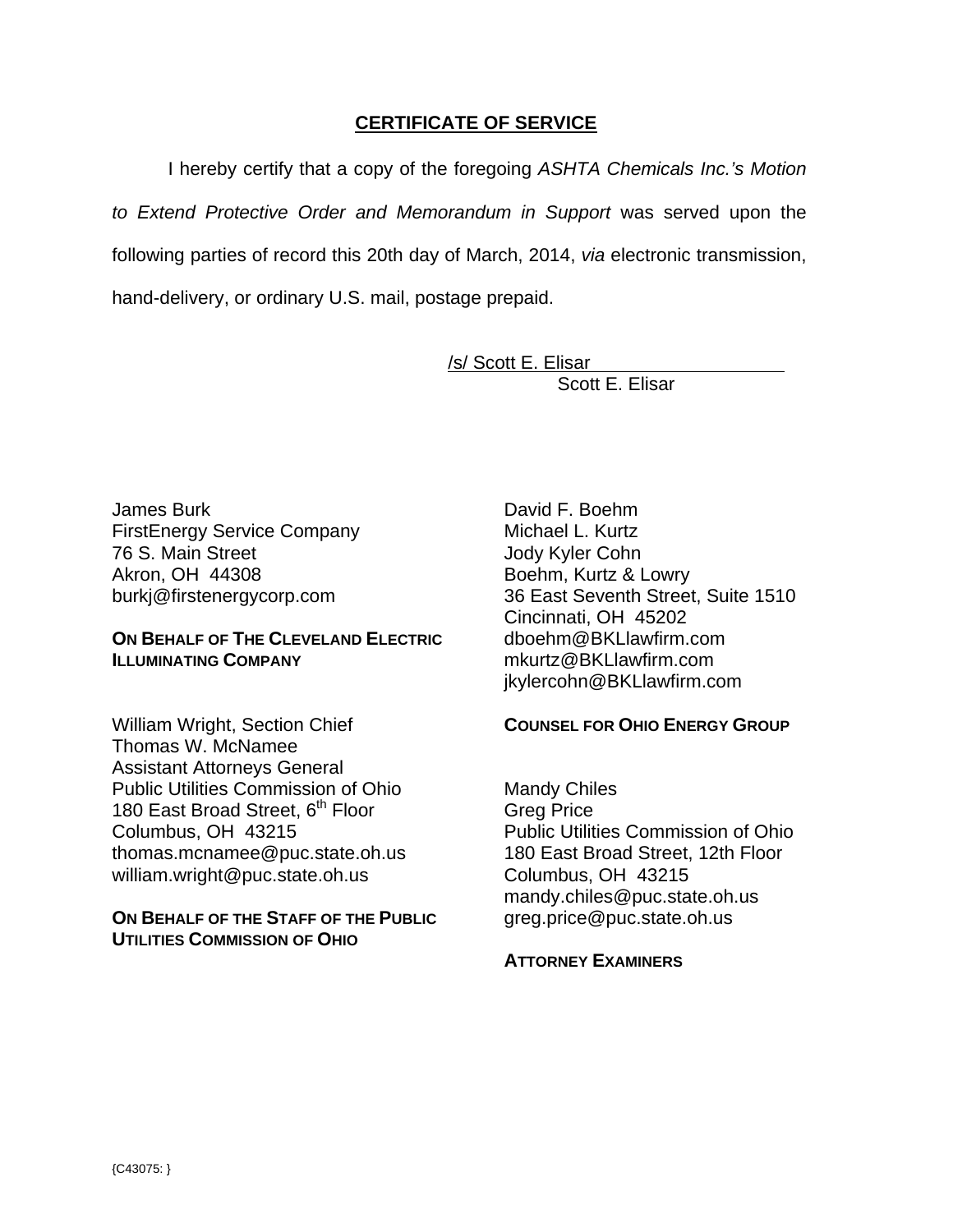## CERTIFICATE OF SERVICE

I hereby certify that a copy of the foregoing *ASHTA Chemicals Inc.'s Motion to Extend Protective Order and Memorandum in Support* was served upon the following parties of record this 20th day of March, 2014, *via* electronic transmission, hand-delivery, or ordinary U.S. mail, postage prepaid.

/s/ Scott E. Elisar
Scott E. Elisar

James Burk
FirstEnergy Service Company
76 S. Main Street
Akron, OH 44308
burkj@firstenergycorp.com

**ON BEHALF OF THE CLEVELAND ELECTRIC ILLUMINATING COMPANY**

William Wright, Section Chief
Thomas W. McNamee
Assistant Attorneys General
Public Utilities Commission of Ohio
180 East Broad Street, 6th Floor
Columbus, OH 43215
thomas.mcnamee@puc.state.oh.us
william.wright@puc.state.oh.us

**ON BEHALF OF THE STAFF OF THE PUBLIC UTILITIES COMMISSION OF OHIO**

David F. Boehm
Michael L. Kurtz
Jody Kyler Cohn
Boehm, Kurtz & Lowry
36 East Seventh Street, Suite 1510
Cincinnati, OH 45202
dboehm@BKLlawfirm.com
mkurtz@BKLlawfirm.com
jkylercohn@BKLlawfirm.com

**COUNSEL FOR OHIO ENERGY GROUP**

Mandy Chiles
Greg Price
Public Utilities Commission of Ohio
180 East Broad Street, 12th Floor
Columbus, OH 43215
mandy.chiles@puc.state.oh.us
greg.price@puc.state.oh.us

**ATTORNEY EXAMINERS**

{C43075: }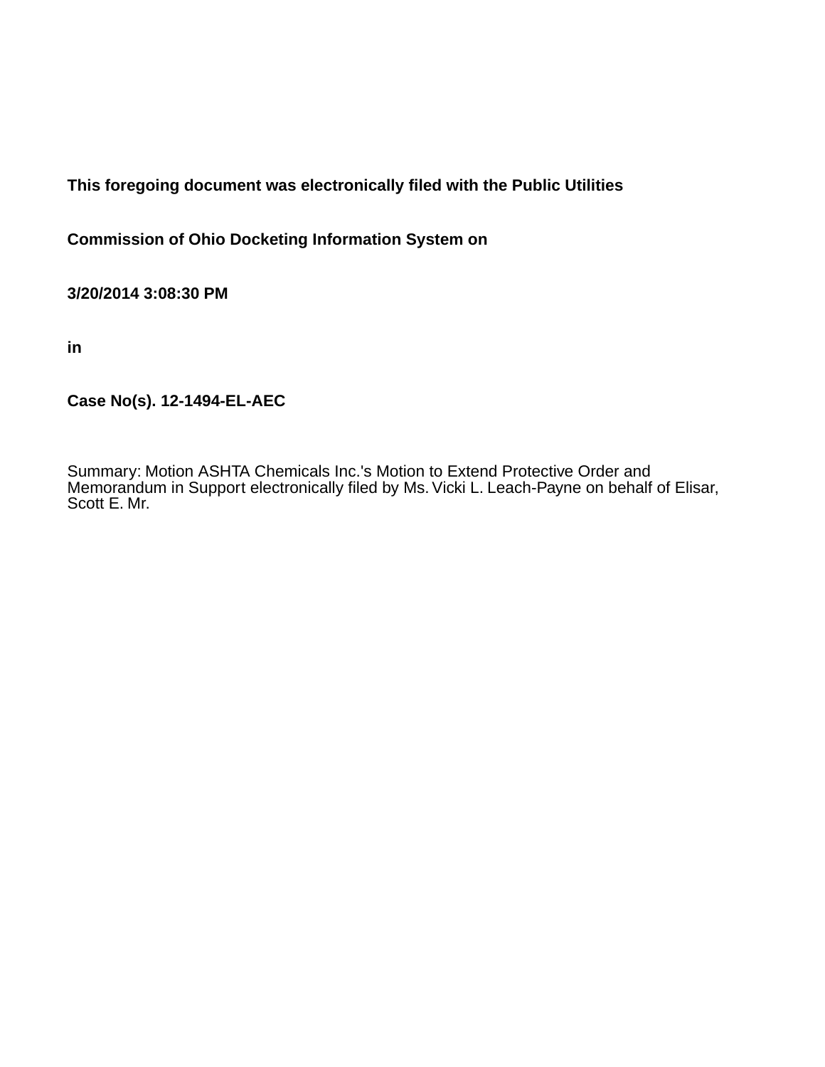**This foregoing document was electronically filed with the Public Utilities**

**Commission of Ohio Docketing Information System on**

**3/20/2014 3:08:30 PM**

**in**

**Case No(s). 12-1494-EL-AEC**

Summary: Motion ASHTA Chemicals Inc.'s Motion to Extend Protective Order and Memorandum in Support electronically filed by Ms. Vicki L. Leach-Payne on behalf of Elisar, Scott E. Mr.